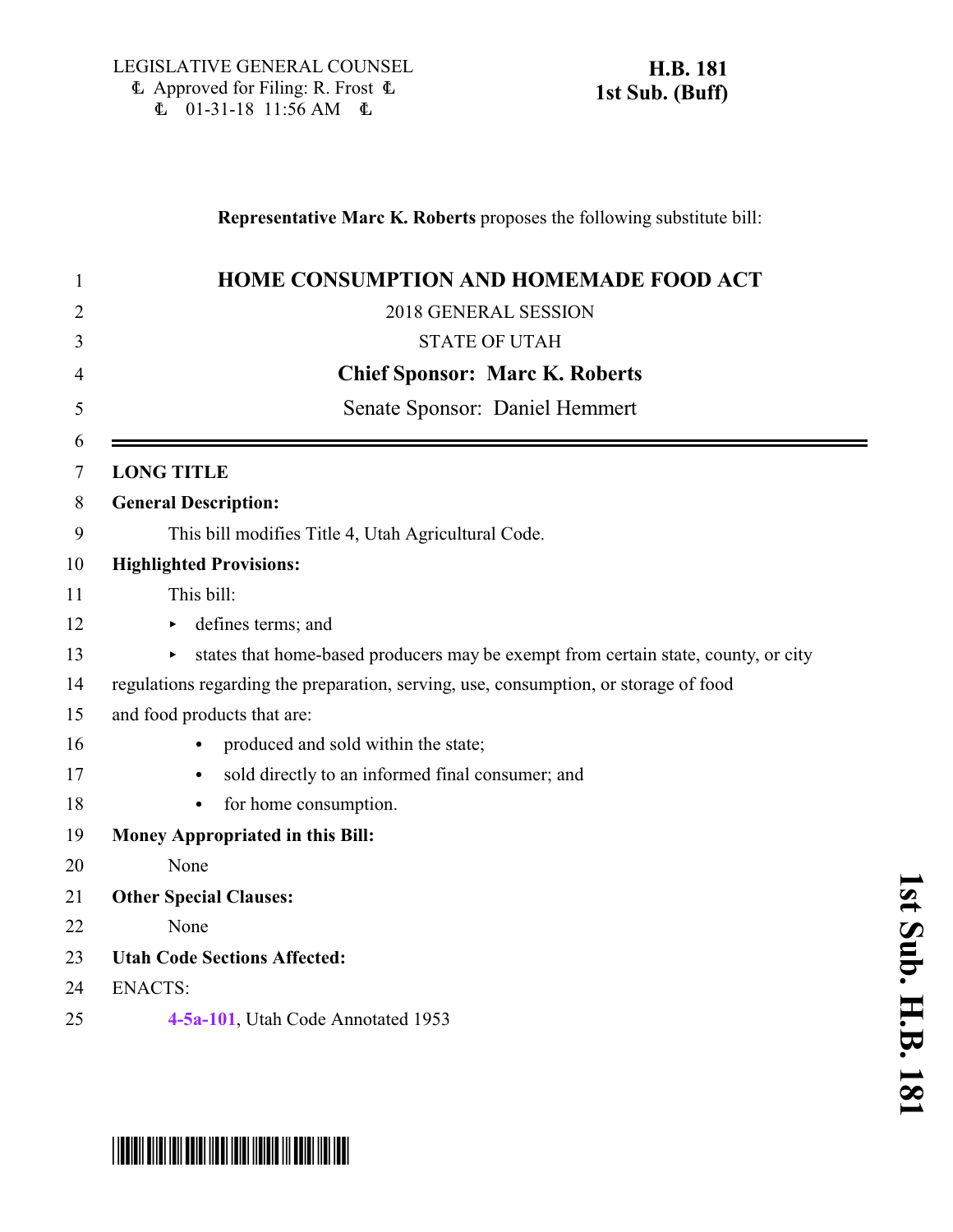LEGISLATIVE GENERAL COUNSEL
Approved for Filing: R. Frost
01-31-18 11:56 AM

**H.B. 181**
**1st Sub. (Buff)**

**Representative Marc K. Roberts** proposes the following substitute bill:

# HOME CONSUMPTION AND HOMEMADE FOOD ACT

2018 GENERAL SESSION

STATE OF UTAH

**Chief Sponsor: Marc K. Roberts**

Senate Sponsor: Daniel Hemmert

---

**LONG TITLE**

**General Description:**

This bill modifies Title 4, Utah Agricultural Code.

**Highlighted Provisions:**

This bill:

- defines terms; and
- states that home-based producers may be exempt from certain state, county, or city regulations regarding the preparation, serving, use, consumption, or storage of food and food products that are:
  - produced and sold within the state;
  - sold directly to an informed final consumer; and
  - for home consumption.

**Money Appropriated in this Bill:**

None

**Other Special Clauses:**

None

**Utah Code Sections Affected:**

ENACTS:

4-5a-101, Utah Code Annotated 1953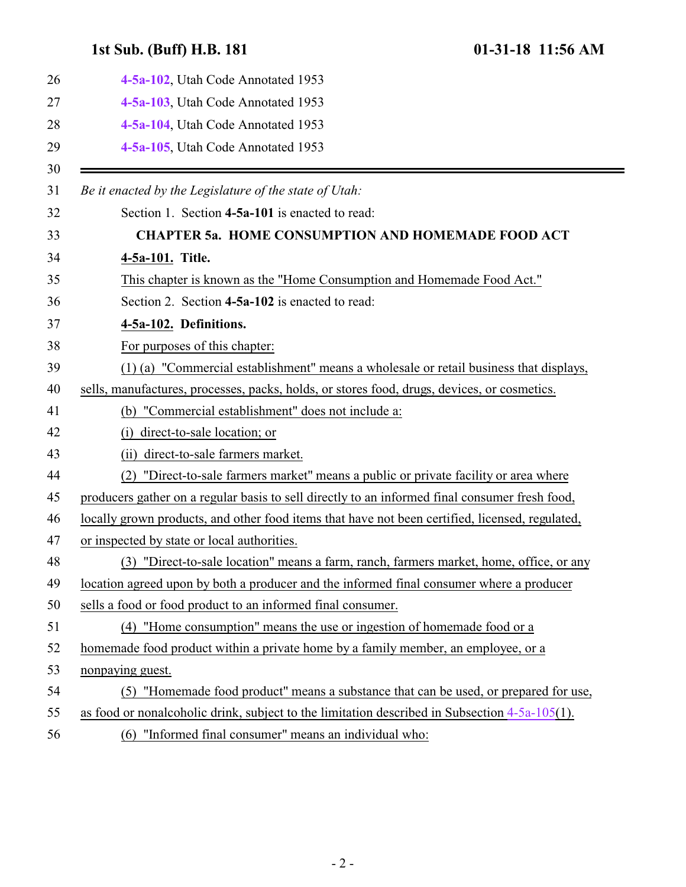4-5a-102, Utah Code Annotated 1953

4-5a-103, Utah Code Annotated 1953

4-5a-104, Utah Code Annotated 1953

4-5a-105, Utah Code Annotated 1953

---

*Be it enacted by the Legislature of the state of Utah:*

Section 1. Section **4-5a-101** is enacted to read:

**CHAPTER 5a. HOME CONSUMPTION AND HOMEMADE FOOD ACT**

**4-5a-101. Title.**

This chapter is known as the "Home Consumption and Homemade Food Act."

Section 2. Section **4-5a-102** is enacted to read:

**4-5a-102. Definitions.**

For purposes of this chapter:

(1) (a) "Commercial establishment" means a wholesale or retail business that displays, sells, manufactures, processes, packs, holds, or stores food, drugs, devices, or cosmetics.

(b) "Commercial establishment" does not include a:

(i) direct-to-sale location; or

(ii) direct-to-sale farmers market.

(2) "Direct-to-sale farmers market" means a public or private facility or area where producers gather on a regular basis to sell directly to an informed final consumer fresh food, locally grown products, and other food items that have not been certified, licensed, regulated, or inspected by state or local authorities.

(3) "Direct-to-sale location" means a farm, ranch, farmers market, home, office, or any location agreed upon by both a producer and the informed final consumer where a producer sells a food or food product to an informed final consumer.

(4) "Home consumption" means the use or ingestion of homemade food or a homemade food product within a private home by a family member, an employee, or a nonpaying guest.

(5) "Homemade food product" means a substance that can be used, or prepared for use, as food or nonalcoholic drink, subject to the limitation described in Subsection 4-5a-105(1).

(6) "Informed final consumer" means an individual who: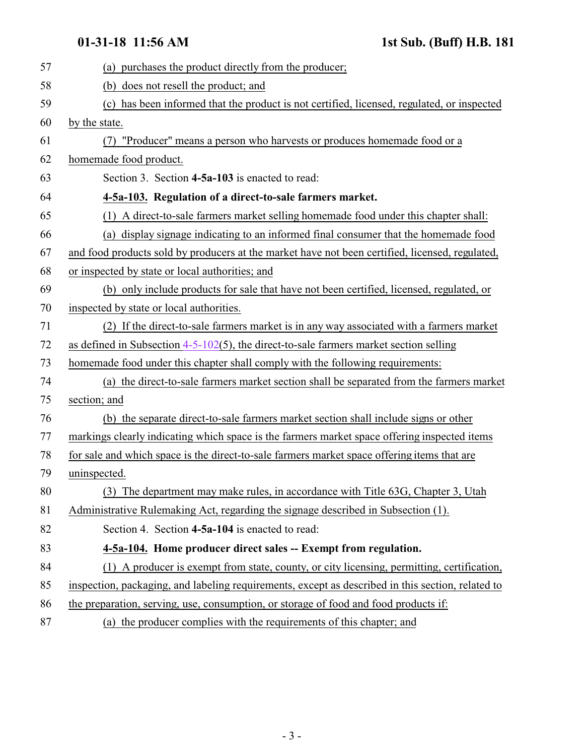(a) purchases the product directly from the producer;

(b) does not resell the product; and

(c) has been informed that the product is not certified, licensed, regulated, or inspected by the state.

(7) "Producer" means a person who harvests or produces homemade food or a homemade food product.

Section 3. Section **4-5a-103** is enacted to read:

**4-5a-103. Regulation of a direct-to-sale farmers market.**

(1) A direct-to-sale farmers market selling homemade food under this chapter shall:

(a) display signage indicating to an informed final consumer that the homemade food and food products sold by producers at the market have not been certified, licensed, regulated, or inspected by state or local authorities; and

(b) only include products for sale that have not been certified, licensed, regulated, or inspected by state or local authorities.

(2) If the direct-to-sale farmers market is in any way associated with a farmers market as defined in Subsection 4-5-102(5), the direct-to-sale farmers market section selling homemade food under this chapter shall comply with the following requirements:

(a) the direct-to-sale farmers market section shall be separated from the farmers market section; and

(b) the separate direct-to-sale farmers market section shall include signs or other markings clearly indicating which space is the farmers market space offering inspected items for sale and which space is the direct-to-sale farmers market space offering items that are uninspected.

(3) The department may make rules, in accordance with Title 63G, Chapter 3, Utah Administrative Rulemaking Act, regarding the signage described in Subsection (1).

Section 4. Section **4-5a-104** is enacted to read:

**4-5a-104. Home producer direct sales -- Exempt from regulation.**

(1) A producer is exempt from state, county, or city licensing, permitting, certification, inspection, packaging, and labeling requirements, except as described in this section, related to the preparation, serving, use, consumption, or storage of food and food products if:

(a) the producer complies with the requirements of this chapter; and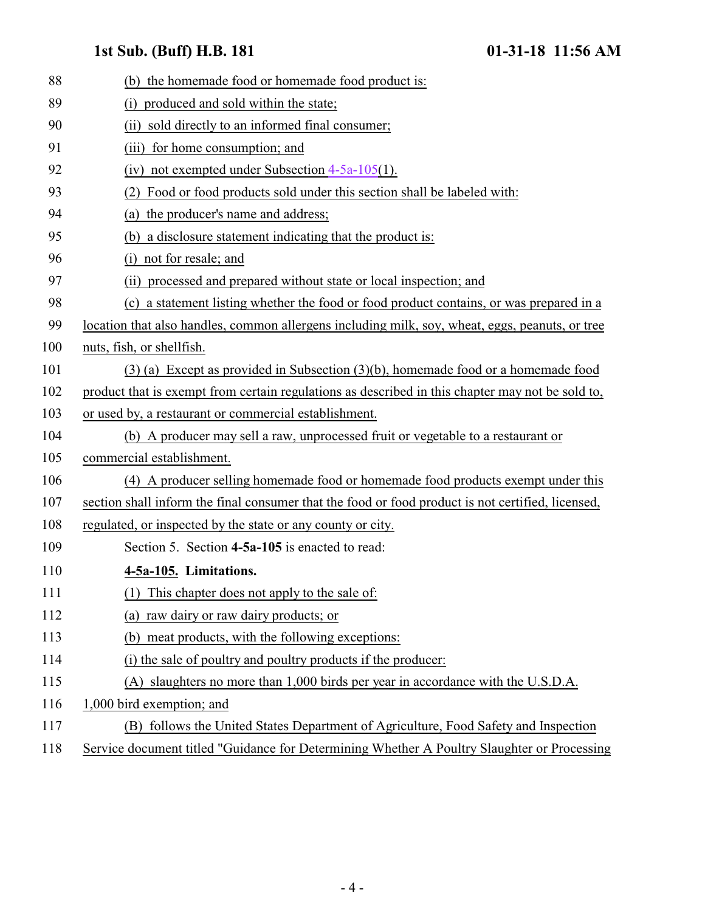(b) the homemade food or homemade food product is:

(i) produced and sold within the state;

(ii) sold directly to an informed final consumer;

(iii) for home consumption; and

(iv) not exempted under Subsection 4-5a-105(1).

(2) Food or food products sold under this section shall be labeled with:

(a) the producer's name and address;

(b) a disclosure statement indicating that the product is:

(i) not for resale; and

(ii) processed and prepared without state or local inspection; and

(c) a statement listing whether the food or food product contains, or was prepared in a location that also handles, common allergens including milk, soy, wheat, eggs, peanuts, or tree nuts, fish, or shellfish.

(3) (a) Except as provided in Subsection (3)(b), homemade food or a homemade food product that is exempt from certain regulations as described in this chapter may not be sold to, or used by, a restaurant or commercial establishment.

(b) A producer may sell a raw, unprocessed fruit or vegetable to a restaurant or commercial establishment.

(4) A producer selling homemade food or homemade food products exempt under this section shall inform the final consumer that the food or food product is not certified, licensed, regulated, or inspected by the state or any county or city.

Section 5. Section **4-5a-105** is enacted to read:

**4-5a-105. Limitations.**

(1) This chapter does not apply to the sale of:

(a) raw dairy or raw dairy products; or

(b) meat products, with the following exceptions:

(i) the sale of poultry and poultry products if the producer:

(A) slaughters no more than 1,000 birds per year in accordance with the U.S.D.A. 1,000 bird exemption; and

(B) follows the United States Department of Agriculture, Food Safety and Inspection Service document titled "Guidance for Determining Whether A Poultry Slaughter or Processing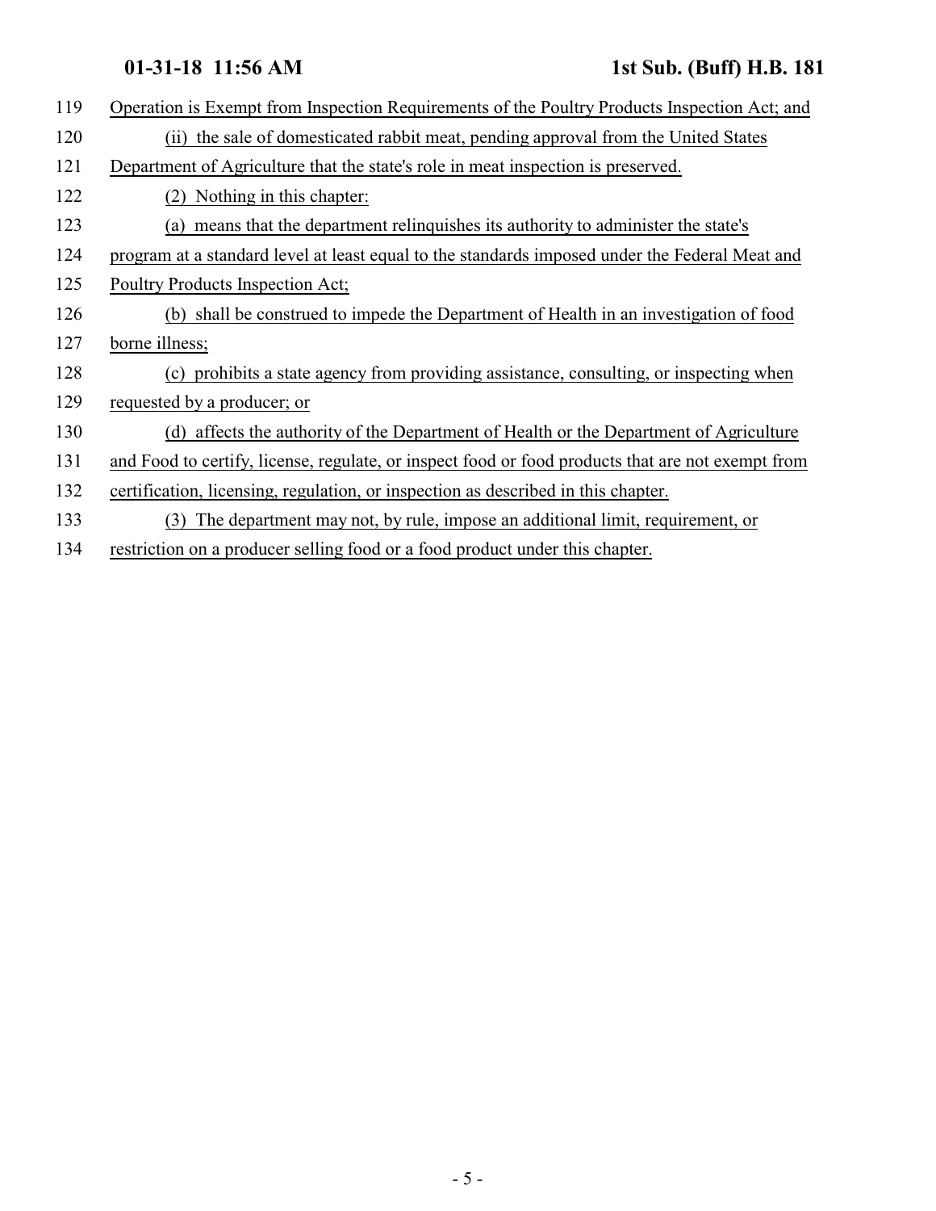Operation is Exempt from Inspection Requirements of the Poultry Products Inspection Act; and

(ii) the sale of domesticated rabbit meat, pending approval from the United States Department of Agriculture that the state's role in meat inspection is preserved.

(2) Nothing in this chapter:

(a) means that the department relinquishes its authority to administer the state's program at a standard level at least equal to the standards imposed under the Federal Meat and Poultry Products Inspection Act;

(b) shall be construed to impede the Department of Health in an investigation of food borne illness;

(c) prohibits a state agency from providing assistance, consulting, or inspecting when requested by a producer; or

(d) affects the authority of the Department of Health or the Department of Agriculture and Food to certify, license, regulate, or inspect food or food products that are not exempt from certification, licensing, regulation, or inspection as described in this chapter.

(3) The department may not, by rule, impose an additional limit, requirement, or restriction on a producer selling food or a food product under this chapter.